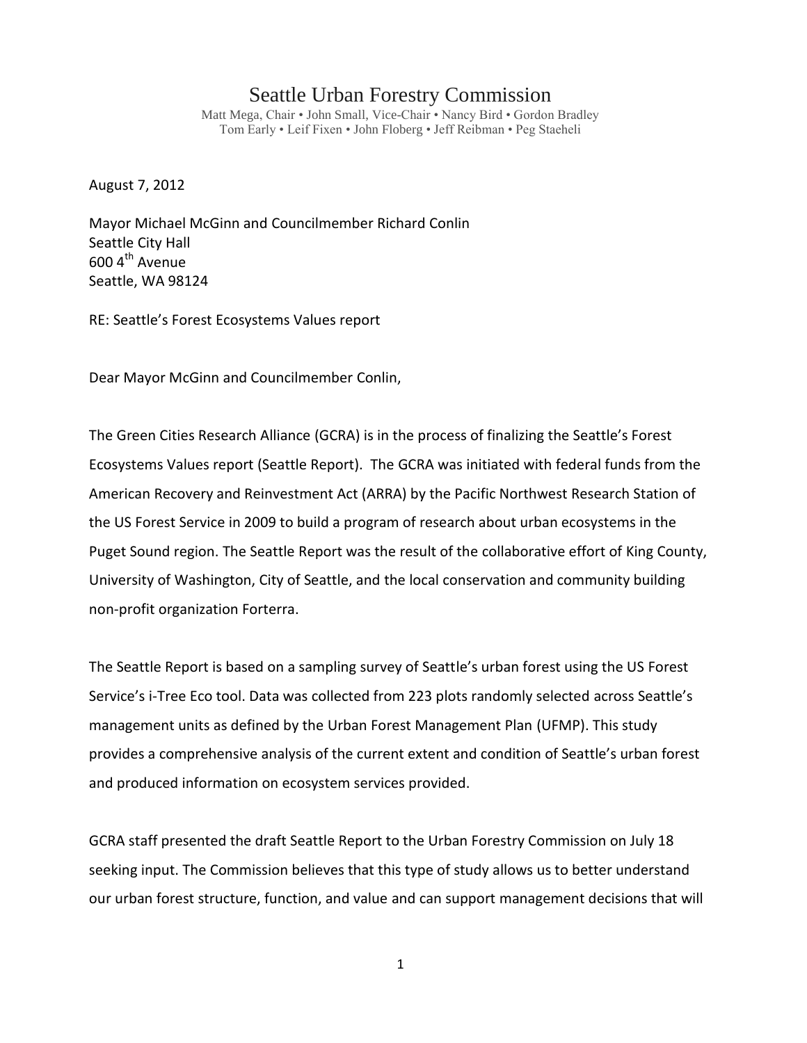# Seattle Urban Forestry Commission

Matt Mega, Chair • John Small, Vice-Chair • Nancy Bird • Gordon Bradley
Tom Early • Leif Fixen • John Floberg • Jeff Reibman • Peg Staeheli

August 7, 2012

Mayor Michael McGinn and Councilmember Richard Conlin
Seattle City Hall
600 4th Avenue
Seattle, WA 98124

RE: Seattle's Forest Ecosystems Values report

Dear Mayor McGinn and Councilmember Conlin,

The Green Cities Research Alliance (GCRA) is in the process of finalizing the Seattle's Forest Ecosystems Values report (Seattle Report). The GCRA was initiated with federal funds from the American Recovery and Reinvestment Act (ARRA) by the Pacific Northwest Research Station of the US Forest Service in 2009 to build a program of research about urban ecosystems in the Puget Sound region. The Seattle Report was the result of the collaborative effort of King County, University of Washington, City of Seattle, and the local conservation and community building non-profit organization Forterra.

The Seattle Report is based on a sampling survey of Seattle's urban forest using the US Forest Service's i-Tree Eco tool. Data was collected from 223 plots randomly selected across Seattle's management units as defined by the Urban Forest Management Plan (UFMP). This study provides a comprehensive analysis of the current extent and condition of Seattle's urban forest and produced information on ecosystem services provided.

GCRA staff presented the draft Seattle Report to the Urban Forestry Commission on July 18 seeking input. The Commission believes that this type of study allows us to better understand our urban forest structure, function, and value and can support management decisions that will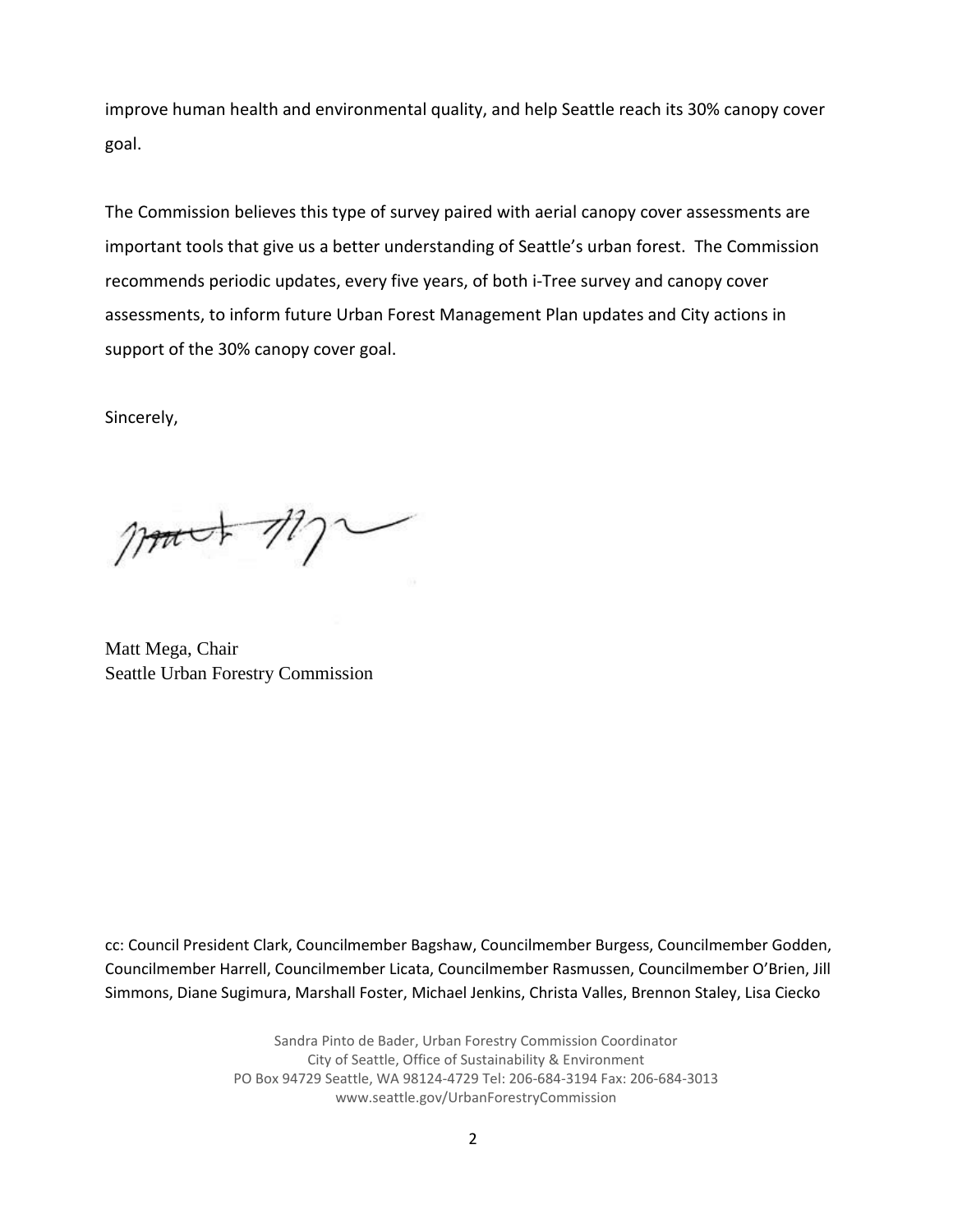improve human health and environmental quality, and help Seattle reach its 30% canopy cover goal.

The Commission believes this type of survey paired with aerial canopy cover assessments are important tools that give us a better understanding of Seattle's urban forest. The Commission recommends periodic updates, every five years, of both i-Tree survey and canopy cover assessments, to inform future Urban Forest Management Plan updates and City actions in support of the 30% canopy cover goal.

Sincerely,

Matt Mega, Chair
Seattle Urban Forestry Commission

cc: Council President Clark, Councilmember Bagshaw, Councilmember Burgess, Councilmember Godden, Councilmember Harrell, Councilmember Licata, Councilmember Rasmussen, Councilmember O'Brien, Jill Simmons, Diane Sugimura, Marshall Foster, Michael Jenkins, Christa Valles, Brennon Staley, Lisa Ciecko

Sandra Pinto de Bader, Urban Forestry Commission Coordinator
City of Seattle, Office of Sustainability & Environment
PO Box 94729 Seattle, WA 98124-4729 Tel: 206-684-3194 Fax: 206-684-3013
www.seattle.gov/UrbanForestryCommission